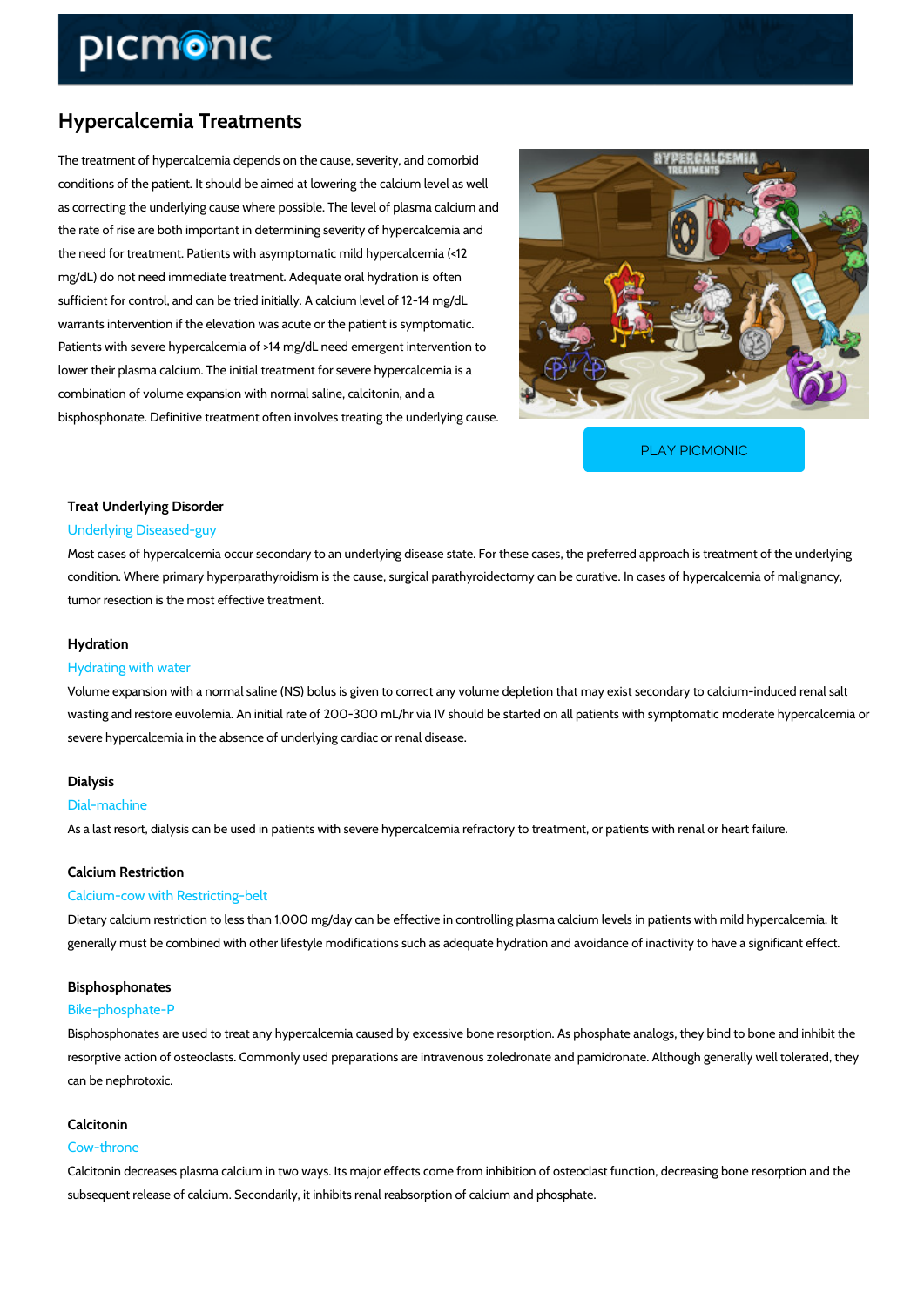# Hypercalcemia Treatments

The treatment of hypercalcemia depends on the cause, severity, and comorbid conditions of the patient. It should be aimed at lowering the calcium level as well as correcting the underlying cause where possible. The level of plasma calcium and the rate of rise are both important in determining severity of hypercalcemia and the need for treatment. Patients with asymptomatic mild hypercalcemia (<12 mg/dL) do not need immediate treatment. Adequate oral hydration is often sufficient for control, and can be tried initially. A calcium level of 12-14 mg/dL warrants intervention if the elevation was acute or the patient is symptomatic. Patients with severe hypercalcemia of >14 mg/dL need emergent intervention to lower their plasma calcium. The initial treatment for severe hypercalcemia is a combination of volume expansion with normal saline, calcitonin, and a bisphosphonate. Definitive treatment often involves treating the underlying cause.

PLAY PICMONIC

### Treat Underlying Disorder

Underlying Diseased-guy

Most cases of hypercalcemia occur secondary to an underlying disease state. For these cases, the preferred approach is treatment of the underlying condition. Where primary hyperparathyroidism is the cause, surgical parathyroidectomy can be curative. In cases of hypercalcemia of malignancy, tumor resection is the most effective treatment.

### Hydration

Hydrating with water

Volume expansion with a normal saline (NS) bolus is given to correct any volume depletion that may exist secondary to calcium-induced renal salt wasting and restore euvolemia. An initial rate of 200-300 mL/hr via IV should be started on all patients with symptomatic moderate hypercalcemia or severe hypercalcemia in the absence of underlying cardiac or renal disease.

### Dialysis

Dial-machine

As a last resort, dialysis can be used in patients with severe hypercalcemia refractory to treatment, or patients with renal or heart failure.

### Calcium Restriction

Calcium-cow with Restricting-belt

Dietary calcium restriction to less than 1,000 mg/day can be effective in controlling plasma calcium levels in patients with mild hypercalcemia. It generally must be combined with other lifestyle modifications such as adequate hydration and avoidance of inactivity to have a significant effect.

### Bisphosphonates

Bike-phosphate-P

Bisphosphonates are used to treat any hypercalcemia caused by excessive bone resorption. As phosphate analogs, they bind to bone and inhibit the resorptive action of osteoclasts. Commonly used preparations are intravenous zoledronate and pamidronate. Although generally well tolerated, they can be nephrotoxic.

### Calcitonin

Cow-throne

Calcitonin decreases plasma calcium in two ways. Its major effects come from inhibition of osteoclast function, decreasing bone resorption and the subsequent release of calcium. Secondarily, it inhibits renal reabsorption of calcium and phosphate.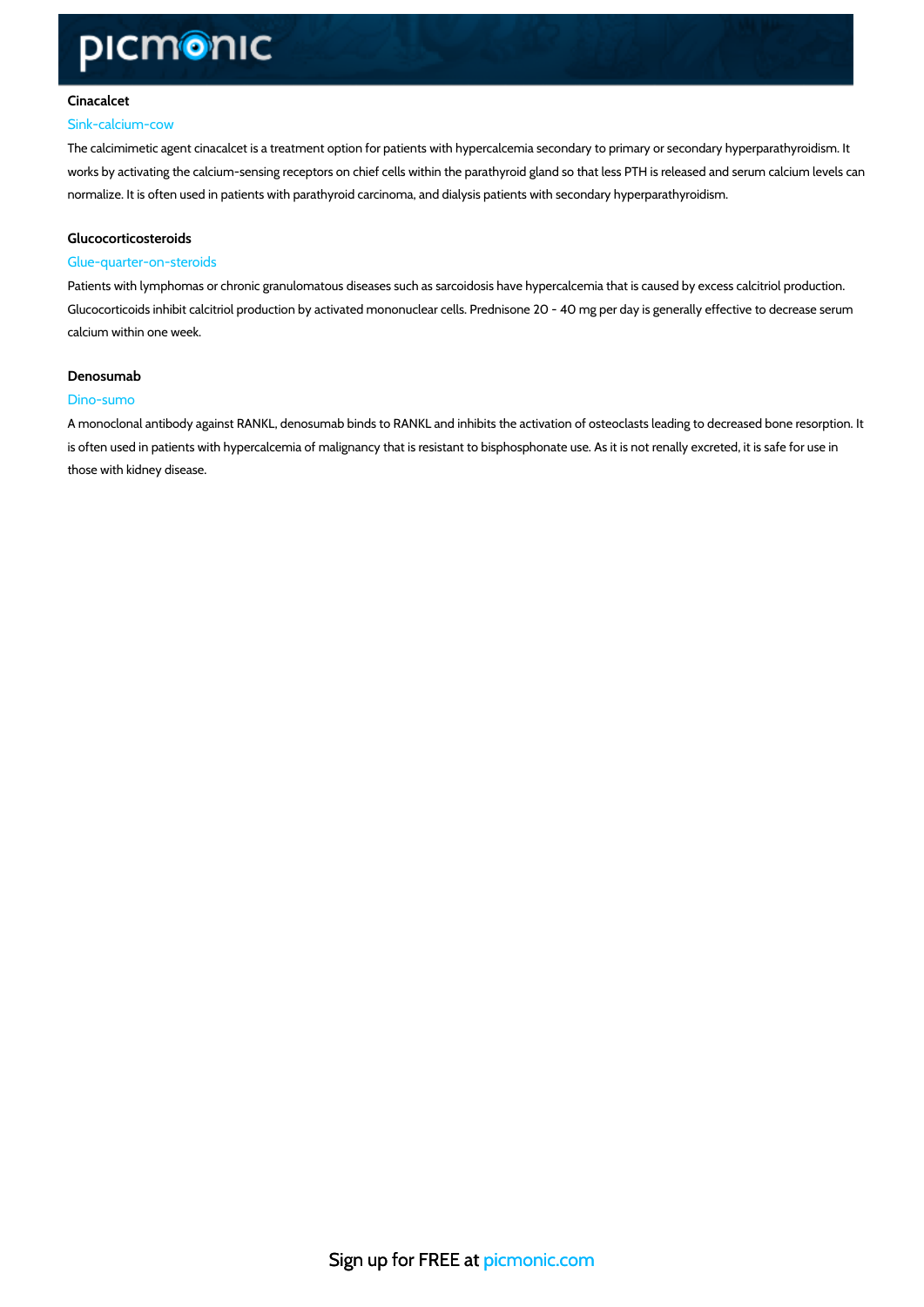### Cinacalcet

Sink-calcium-cow

The calcimimetic agent cinacalcet is a treatment option for patients with hypercalcemia secondary to primary or secondary hyperparathyroidism. It works by activating the calcium-sensing receptors on chief cells within the parathyroid gland so that less PTH is released and serum calcium levels can normalize. It is often used in patients with parathyroid carcinoma, and dialysis patients with secondary hyperparathyroidism.

### Glucocorticosteroids

Glue-quarter-on-steroids

Patients with lymphomas or chronic granulomatous diseases such as sarcoidosis have hypercalcemia that is caused by excess calcitriol production. Glucocorticoids inhibit calcitriol production by activated mononuclear cells. Prednisone 20 - 40 mg per day is generally effective to decrease serum calcium within one week.

### Denosumab

Dino-sumo

A monoclonal antibody against RANKL, denosumab binds to RANKL and inhibits the activation of osteoclasts leading to decreased bone resorption. It is often used in patients with hypercalcemia of malignancy that is resistant to bisphosphonate use. As it is not renally excreted, it is safe for use in those with kidney disease.